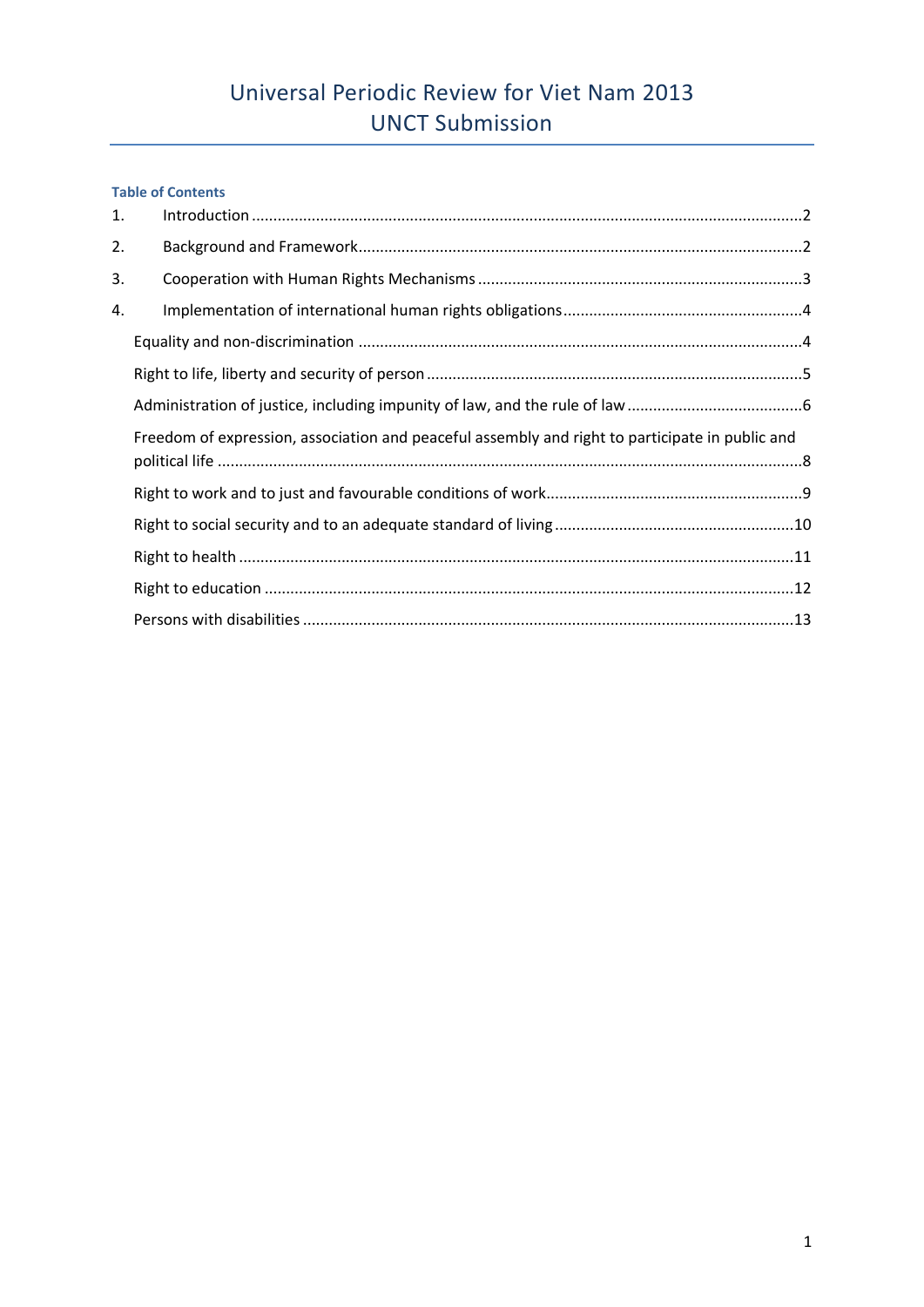# Universal Periodic Review for Viet Nam 2013
# UNCT Submission

**Table of Contents**

1. Introduction ............................................................................................................................2
2. Background and Framework....................................................................................................2
3. Cooperation with Human Rights Mechanisms ........................................................................3
4. Implementation of international human rights obligations.....................................................4
   - Equality and non-discrimination .....................................................................................4
   - Right to life, liberty and security of person .....................................................................5
   - Administration of justice, including impunity of law, and the rule of law ........................................6
   - Freedom of expression, association and peaceful assembly and right to participate in public and political life .....................................................................................................................8
   - Right to work and to just and favourable conditions of work..........................................................9
   - Right to social security and to an adequate standard of living ......................................................10
   - Right to health ................................................................................................................11
   - Right to education ..........................................................................................................12
   - Persons with disabilities .................................................................................................13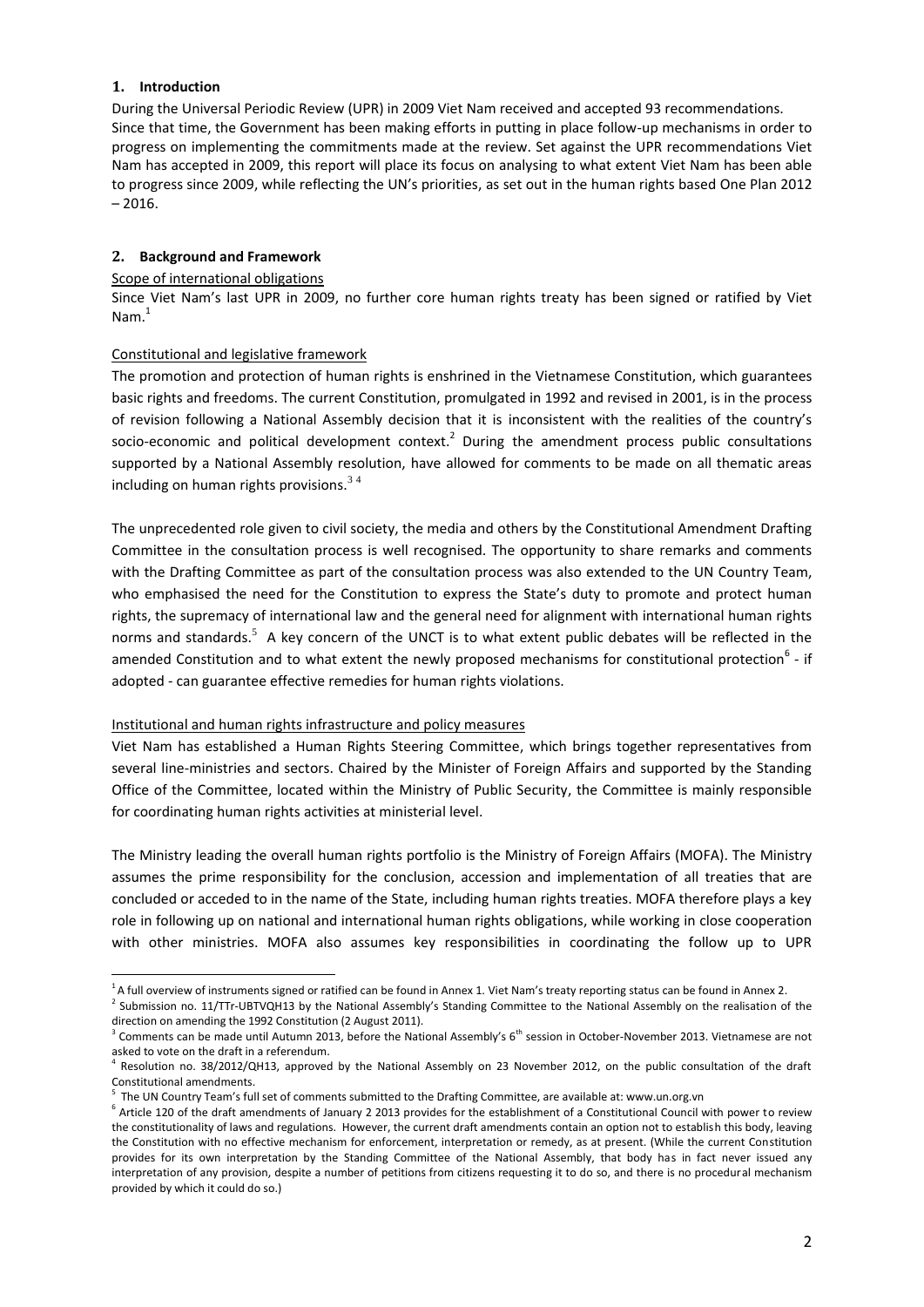## 1. Introduction

During the Universal Periodic Review (UPR) in 2009 Viet Nam received and accepted 93 recommendations. Since that time, the Government has been making efforts in putting in place follow-up mechanisms in order to progress on implementing the commitments made at the review. Set against the UPR recommendations Viet Nam has accepted in 2009, this report will place its focus on analysing to what extent Viet Nam has been able to progress since 2009, while reflecting the UN's priorities, as set out in the human rights based One Plan 2012 – 2016.

## 2. Background and Framework

### Scope of international obligations

Since Viet Nam's last UPR in 2009, no further core human rights treaty has been signed or ratified by Viet Nam.[1]

### Constitutional and legislative framework

The promotion and protection of human rights is enshrined in the Vietnamese Constitution, which guarantees basic rights and freedoms. The current Constitution, promulgated in 1992 and revised in 2001, is in the process of revision following a National Assembly decision that it is inconsistent with the realities of the country's socio-economic and political development context.[2] During the amendment process public consultations supported by a National Assembly resolution, have allowed for comments to be made on all thematic areas including on human rights provisions.[3] [4]

The unprecedented role given to civil society, the media and others by the Constitutional Amendment Drafting Committee in the consultation process is well recognised. The opportunity to share remarks and comments with the Drafting Committee as part of the consultation process was also extended to the UN Country Team, who emphasised the need for the Constitution to express the State's duty to promote and protect human rights, the supremacy of international law and the general need for alignment with international human rights norms and standards.[5] A key concern of the UNCT is to what extent public debates will be reflected in the amended Constitution and to what extent the newly proposed mechanisms for constitutional protection[6] - if adopted - can guarantee effective remedies for human rights violations.

### Institutional and human rights infrastructure and policy measures

Viet Nam has established a Human Rights Steering Committee, which brings together representatives from several line-ministries and sectors. Chaired by the Minister of Foreign Affairs and supported by the Standing Office of the Committee, located within the Ministry of Public Security, the Committee is mainly responsible for coordinating human rights activities at ministerial level.

The Ministry leading the overall human rights portfolio is the Ministry of Foreign Affairs (MOFA). The Ministry assumes the prime responsibility for the conclusion, accession and implementation of all treaties that are concluded or acceded to in the name of the State, including human rights treaties. MOFA therefore plays a key role in following up on national and international human rights obligations, while working in close cooperation with other ministries. MOFA also assumes key responsibilities in coordinating the follow up to UPR

---

[1] A full overview of instruments signed or ratified can be found in Annex 1. Viet Nam's treaty reporting status can be found in Annex 2.

[2] Submission no. 11/TTr-UBTVQH13 by the National Assembly's Standing Committee to the National Assembly on the realisation of the direction on amending the 1992 Constitution (2 August 2011).

[3] Comments can be made until Autumn 2013, before the National Assembly's 6th session in October-November 2013. Vietnamese are not asked to vote on the draft in a referendum.

[4] Resolution no. 38/2012/QH13, approved by the National Assembly on 23 November 2012, on the public consultation of the draft Constitutional amendments.

[5] The UN Country Team's full set of comments submitted to the Drafting Committee, are available at: www.un.org.vn

[6] Article 120 of the draft amendments of January 2 2013 provides for the establishment of a Constitutional Council with power to review the constitutionality of laws and regulations. However, the current draft amendments contain an option not to establish this body, leaving the Constitution with no effective mechanism for enforcement, interpretation or remedy, as at present. (While the current Constitution provides for its own interpretation by the Standing Committee of the National Assembly, that body has in fact never issued any interpretation of any provision, despite a number of petitions from citizens requesting it to do so, and there is no procedural mechanism provided by which it could do so.)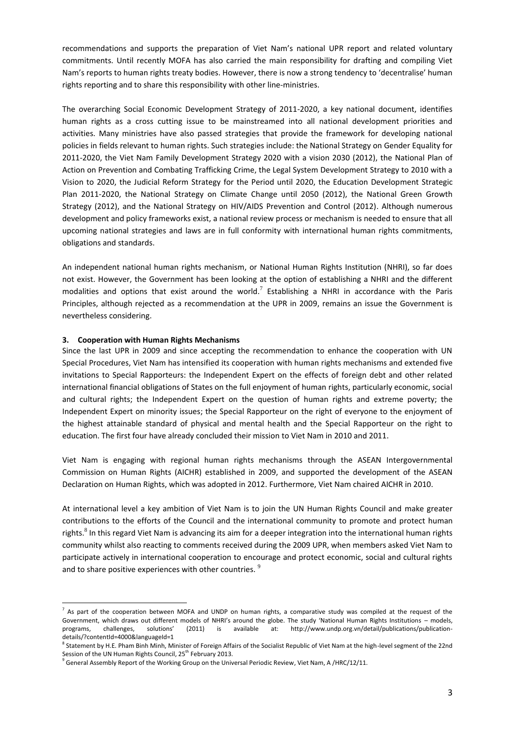recommendations and supports the preparation of Viet Nam's national UPR report and related voluntary commitments. Until recently MOFA has also carried the main responsibility for drafting and compiling Viet Nam's reports to human rights treaty bodies. However, there is now a strong tendency to 'decentralise' human rights reporting and to share this responsibility with other line-ministries.

The overarching Social Economic Development Strategy of 2011-2020, a key national document, identifies human rights as a cross cutting issue to be mainstreamed into all national development priorities and activities. Many ministries have also passed strategies that provide the framework for developing national policies in fields relevant to human rights. Such strategies include: the National Strategy on Gender Equality for 2011-2020, the Viet Nam Family Development Strategy 2020 with a vision 2030 (2012), the National Plan of Action on Prevention and Combating Trafficking Crime, the Legal System Development Strategy to 2010 with a Vision to 2020, the Judicial Reform Strategy for the Period until 2020, the Education Development Strategic Plan 2011-2020, the National Strategy on Climate Change until 2050 (2012), the National Green Growth Strategy (2012), and the National Strategy on HIV/AIDS Prevention and Control (2012). Although numerous development and policy frameworks exist, a national review process or mechanism is needed to ensure that all upcoming national strategies and laws are in full conformity with international human rights commitments, obligations and standards.

An independent national human rights mechanism, or National Human Rights Institution (NHRI), so far does not exist. However, the Government has been looking at the option of establishing a NHRI and the different modalities and options that exist around the world.[7] Establishing a NHRI in accordance with the Paris Principles, although rejected as a recommendation at the UPR in 2009, remains an issue the Government is nevertheless considering.

### 3. Cooperation with Human Rights Mechanisms

Since the last UPR in 2009 and since accepting the recommendation to enhance the cooperation with UN Special Procedures, Viet Nam has intensified its cooperation with human rights mechanisms and extended five invitations to Special Rapporteurs: the Independent Expert on the effects of foreign debt and other related international financial obligations of States on the full enjoyment of human rights, particularly economic, social and cultural rights; the Independent Expert on the question of human rights and extreme poverty; the Independent Expert on minority issues; the Special Rapporteur on the right of everyone to the enjoyment of the highest attainable standard of physical and mental health and the Special Rapporteur on the right to education. The first four have already concluded their mission to Viet Nam in 2010 and 2011.

Viet Nam is engaging with regional human rights mechanisms through the ASEAN Intergovernmental Commission on Human Rights (AICHR) established in 2009, and supported the development of the ASEAN Declaration on Human Rights, which was adopted in 2012. Furthermore, Viet Nam chaired AICHR in 2010.

At international level a key ambition of Viet Nam is to join the UN Human Rights Council and make greater contributions to the efforts of the Council and the international community to promote and protect human rights.[8] In this regard Viet Nam is advancing its aim for a deeper integration into the international human rights community whilst also reacting to comments received during the 2009 UPR, when members asked Viet Nam to participate actively in international cooperation to encourage and protect economic, social and cultural rights and to share positive experiences with other countries.[9]

---

[7] As part of the cooperation between MOFA and UNDP on human rights, a comparative study was compiled at the request of the Government, which draws out different models of NHRI's around the globe. The study 'National Human Rights Institutions – models, programs, challenges, solutions' (2011) is available at: http://www.undp.org.vn/detail/publications/publication-details/?contentId=4000&languageId=1

[8] Statement by H.E. Pham Binh Minh, Minister of Foreign Affairs of the Socialist Republic of Viet Nam at the high-level segment of the 22nd Session of the UN Human Rights Council, 25th February 2013.

[9] General Assembly Report of the Working Group on the Universal Periodic Review, Viet Nam, A /HRC/12/11.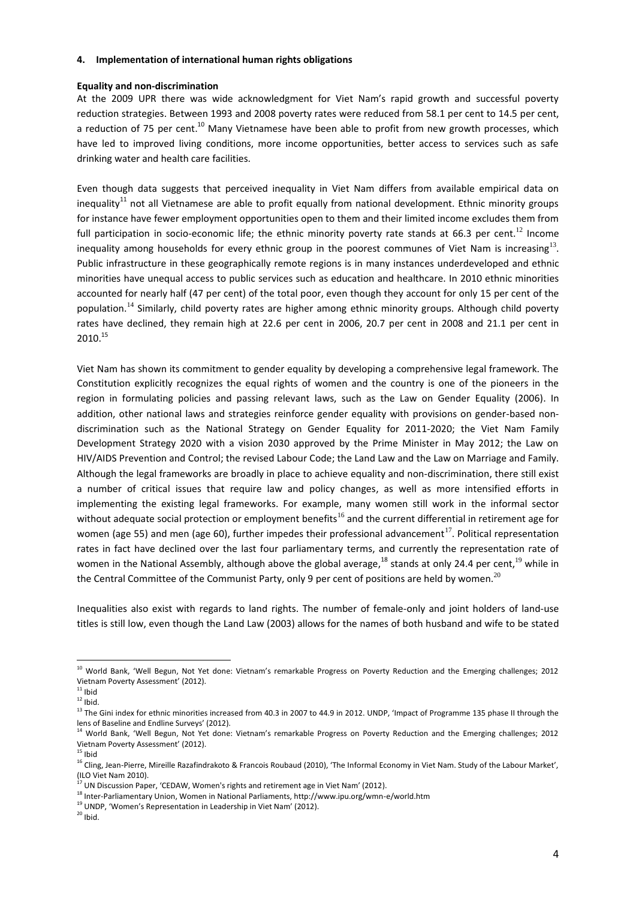**4. Implementation of international human rights obligations**

**Equality and non-discrimination**

At the 2009 UPR there was wide acknowledgment for Viet Nam's rapid growth and successful poverty reduction strategies. Between 1993 and 2008 poverty rates were reduced from 58.1 per cent to 14.5 per cent, a reduction of 75 per cent.[10] Many Vietnamese have been able to profit from new growth processes, which have led to improved living conditions, more income opportunities, better access to services such as safe drinking water and health care facilities.

Even though data suggests that perceived inequality in Viet Nam differs from available empirical data on inequality[11] not all Vietnamese are able to profit equally from national development. Ethnic minority groups for instance have fewer employment opportunities open to them and their limited income excludes them from full participation in socio-economic life; the ethnic minority poverty rate stands at 66.3 per cent.[12] Income inequality among households for every ethnic group in the poorest communes of Viet Nam is increasing[13]. Public infrastructure in these geographically remote regions is in many instances underdeveloped and ethnic minorities have unequal access to public services such as education and healthcare. In 2010 ethnic minorities accounted for nearly half (47 per cent) of the total poor, even though they account for only 15 per cent of the population.[14] Similarly, child poverty rates are higher among ethnic minority groups. Although child poverty rates have declined, they remain high at 22.6 per cent in 2006, 20.7 per cent in 2008 and 21.1 per cent in 2010.[15]

Viet Nam has shown its commitment to gender equality by developing a comprehensive legal framework. The Constitution explicitly recognizes the equal rights of women and the country is one of the pioneers in the region in formulating policies and passing relevant laws, such as the Law on Gender Equality (2006). In addition, other national laws and strategies reinforce gender equality with provisions on gender-based non-discrimination such as the National Strategy on Gender Equality for 2011-2020; the Viet Nam Family Development Strategy 2020 with a vision 2030 approved by the Prime Minister in May 2012; the Law on HIV/AIDS Prevention and Control; the revised Labour Code; the Land Law and the Law on Marriage and Family. Although the legal frameworks are broadly in place to achieve equality and non-discrimination, there still exist a number of critical issues that require law and policy changes, as well as more intensified efforts in implementing the existing legal frameworks. For example, many women still work in the informal sector without adequate social protection or employment benefits[16] and the current differential in retirement age for women (age 55) and men (age 60), further impedes their professional advancement[17]. Political representation rates in fact have declined over the last four parliamentary terms, and currently the representation rate of women in the National Assembly, although above the global average,[18] stands at only 24.4 per cent,[19] while in the Central Committee of the Communist Party, only 9 per cent of positions are held by women.[20]

Inequalities also exist with regards to land rights. The number of female-only and joint holders of land-use titles is still low, even though the Land Law (2003) allows for the names of both husband and wife to be stated

---

[10] World Bank, 'Well Begun, Not Yet done: Vietnam's remarkable Progress on Poverty Reduction and the Emerging challenges; 2012 Vietnam Poverty Assessment' (2012).

[11] Ibid

[12] Ibid.

[13] The Gini index for ethnic minorities increased from 40.3 in 2007 to 44.9 in 2012. UNDP, 'Impact of Programme 135 phase II through the lens of Baseline and Endline Surveys' (2012).

[14] World Bank, 'Well Begun, Not Yet done: Vietnam's remarkable Progress on Poverty Reduction and the Emerging challenges; 2012 Vietnam Poverty Assessment' (2012).

[15] Ibid

[16] Cling, Jean-Pierre, Mireille Razafindrakoto & Francois Roubaud (2010), 'The Informal Economy in Viet Nam. Study of the Labour Market', (ILO Viet Nam 2010).

[17] UN Discussion Paper, 'CEDAW, Women's rights and retirement age in Viet Nam' (2012).

[18] Inter-Parliamentary Union, Women in National Parliaments, http://www.ipu.org/wmn-e/world.htm

[19] UNDP, 'Women's Representation in Leadership in Viet Nam' (2012).

[20] Ibid.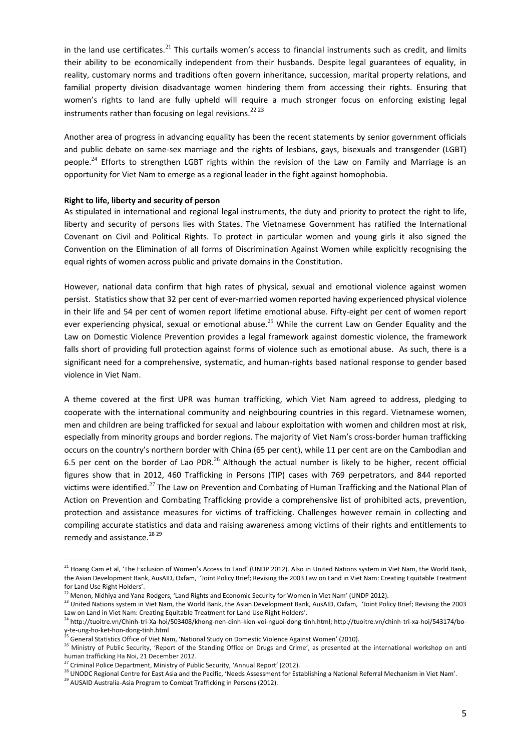in the land use certificates.[21] This curtails women's access to financial instruments such as credit, and limits their ability to be economically independent from their husbands. Despite legal guarantees of equality, in reality, customary norms and traditions often govern inheritance, succession, marital property relations, and familial property division disadvantage women hindering them from accessing their rights. Ensuring that women's rights to land are fully upheld will require a much stronger focus on enforcing existing legal instruments rather than focusing on legal revisions.[22 23]

Another area of progress in advancing equality has been the recent statements by senior government officials and public debate on same-sex marriage and the rights of lesbians, gays, bisexuals and transgender (LGBT) people.[24] Efforts to strengthen LGBT rights within the revision of the Law on Family and Marriage is an opportunity for Viet Nam to emerge as a regional leader in the fight against homophobia.

**Right to life, liberty and security of person**

As stipulated in international and regional legal instruments, the duty and priority to protect the right to life, liberty and security of persons lies with States. The Vietnamese Government has ratified the International Covenant on Civil and Political Rights. To protect in particular women and young girls it also signed the Convention on the Elimination of all forms of Discrimination Against Women while explicitly recognising the equal rights of women across public and private domains in the Constitution.

However, national data confirm that high rates of physical, sexual and emotional violence against women persist. Statistics show that 32 per cent of ever-married women reported having experienced physical violence in their life and 54 per cent of women report lifetime emotional abuse. Fifty-eight per cent of women report ever experiencing physical, sexual or emotional abuse.[25] While the current Law on Gender Equality and the Law on Domestic Violence Prevention provides a legal framework against domestic violence, the framework falls short of providing full protection against forms of violence such as emotional abuse. As such, there is a significant need for a comprehensive, systematic, and human-rights based national response to gender based violence in Viet Nam.

A theme covered at the first UPR was human trafficking, which Viet Nam agreed to address, pledging to cooperate with the international community and neighbouring countries in this regard. Vietnamese women, men and children are being trafficked for sexual and labour exploitation with women and children most at risk, especially from minority groups and border regions. The majority of Viet Nam's cross-border human trafficking occurs on the country's northern border with China (65 per cent), while 11 per cent are on the Cambodian and 6.5 per cent on the border of Lao PDR.[26] Although the actual number is likely to be higher, recent official figures show that in 2012, 460 Trafficking in Persons (TIP) cases with 769 perpetrators, and 844 reported victims were identified.[27] The Law on Prevention and Combating of Human Trafficking and the National Plan of Action on Prevention and Combating Trafficking provide a comprehensive list of prohibited acts, prevention, protection and assistance measures for victims of trafficking. Challenges however remain in collecting and compiling accurate statistics and data and raising awareness among victims of their rights and entitlements to remedy and assistance.[28 29]

---

[21] Hoang Cam et al, 'The Exclusion of Women's Access to Land' (UNDP 2012). Also in United Nations system in Viet Nam, the World Bank, the Asian Development Bank, AusAID, Oxfam, 'Joint Policy Brief; Revising the 2003 Law on Land in Viet Nam: Creating Equitable Treatment for Land Use Right Holders'.

[22] Menon, Nidhiya and Yana Rodgers, 'Land Rights and Economic Security for Women in Viet Nam' (UNDP 2012).

[23] United Nations system in Viet Nam, the World Bank, the Asian Development Bank, AusAID, Oxfam, 'Joint Policy Brief; Revising the 2003 Law on Land in Viet Nam: Creating Equitable Treatment for Land Use Right Holders'.

[24] http://tuoitre.vn/Chinh-tri-Xa-hoi/503408/khong-nen-dinh-kien-voi-nguoi-dong-tinh.html; http://tuoitre.vn/chinh-tri-xa-hoi/543174/bo-y-te-ung-ho-ket-hon-dong-tinh.html

[25] General Statistics Office of Viet Nam, 'National Study on Domestic Violence Against Women' (2010).

[26] Ministry of Public Security, 'Report of the Standing Office on Drugs and Crime', as presented at the international workshop on anti human trafficking Ha Noi, 21 December 2012.

[27] Criminal Police Department, Ministry of Public Security, 'Annual Report' (2012).

[28] UNODC Regional Centre for East Asia and the Pacific, 'Needs Assessment for Establishing a National Referral Mechanism in Viet Nam'.

[29] AUSAID Australia-Asia Program to Combat Trafficking in Persons (2012).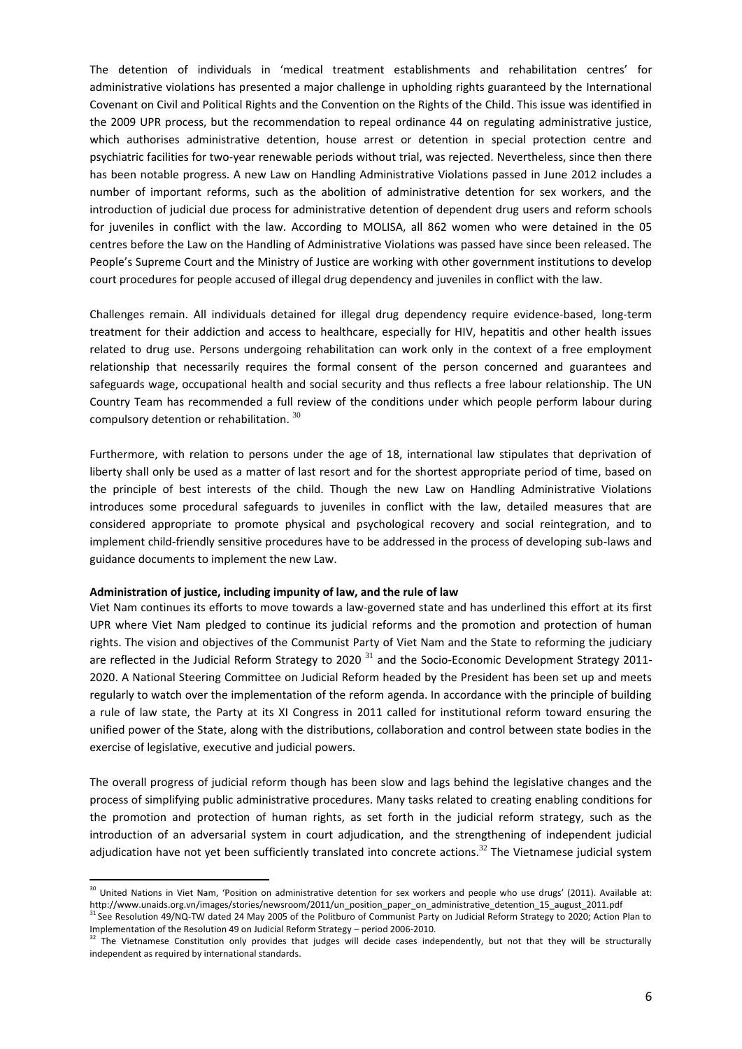The detention of individuals in 'medical treatment establishments and rehabilitation centres' for administrative violations has presented a major challenge in upholding rights guaranteed by the International Covenant on Civil and Political Rights and the Convention on the Rights of the Child. This issue was identified in the 2009 UPR process, but the recommendation to repeal ordinance 44 on regulating administrative justice, which authorises administrative detention, house arrest or detention in special protection centre and psychiatric facilities for two-year renewable periods without trial, was rejected. Nevertheless, since then there has been notable progress. A new Law on Handling Administrative Violations passed in June 2012 includes a number of important reforms, such as the abolition of administrative detention for sex workers, and the introduction of judicial due process for administrative detention of dependent drug users and reform schools for juveniles in conflict with the law. According to MOLISA, all 862 women who were detained in the 05 centres before the Law on the Handling of Administrative Violations was passed have since been released. The People's Supreme Court and the Ministry of Justice are working with other government institutions to develop court procedures for people accused of illegal drug dependency and juveniles in conflict with the law.

Challenges remain. All individuals detained for illegal drug dependency require evidence-based, long-term treatment for their addiction and access to healthcare, especially for HIV, hepatitis and other health issues related to drug use. Persons undergoing rehabilitation can work only in the context of a free employment relationship that necessarily requires the formal consent of the person concerned and guarantees and safeguards wage, occupational health and social security and thus reflects a free labour relationship. The UN Country Team has recommended a full review of the conditions under which people perform labour during compulsory detention or rehabilitation. [30]

Furthermore, with relation to persons under the age of 18, international law stipulates that deprivation of liberty shall only be used as a matter of last resort and for the shortest appropriate period of time, based on the principle of best interests of the child. Though the new Law on Handling Administrative Violations introduces some procedural safeguards to juveniles in conflict with the law, detailed measures that are considered appropriate to promote physical and psychological recovery and social reintegration, and to implement child-friendly sensitive procedures have to be addressed in the process of developing sub-laws and guidance documents to implement the new Law.

**Administration of justice, including impunity of law, and the rule of law**

Viet Nam continues its efforts to move towards a law-governed state and has underlined this effort at its first UPR where Viet Nam pledged to continue its judicial reforms and the promotion and protection of human rights. The vision and objectives of the Communist Party of Viet Nam and the State to reforming the judiciary are reflected in the Judicial Reform Strategy to 2020 [31] and the Socio-Economic Development Strategy 2011-2020. A National Steering Committee on Judicial Reform headed by the President has been set up and meets regularly to watch over the implementation of the reform agenda. In accordance with the principle of building a rule of law state, the Party at its XI Congress in 2011 called for institutional reform toward ensuring the unified power of the State, along with the distributions, collaboration and control between state bodies in the exercise of legislative, executive and judicial powers.

The overall progress of judicial reform though has been slow and lags behind the legislative changes and the process of simplifying public administrative procedures. Many tasks related to creating enabling conditions for the promotion and protection of human rights, as set forth in the judicial reform strategy, such as the introduction of an adversarial system in court adjudication, and the strengthening of independent judicial adjudication have not yet been sufficiently translated into concrete actions.[32] The Vietnamese judicial system

---

[30] United Nations in Viet Nam, 'Position on administrative detention for sex workers and people who use drugs' (2011). Available at: http://www.unaids.org.vn/images/stories/newsroom/2011/un_position_paper_on_administrative_detention_15_august_2011.pdf

[31] See Resolution 49/NQ-TW dated 24 May 2005 of the Politburo of Communist Party on Judicial Reform Strategy to 2020; Action Plan to Implementation of the Resolution 49 on Judicial Reform Strategy – period 2006-2010.

[32] The Vietnamese Constitution only provides that judges will decide cases independently, but not that they will be structurally independent as required by international standards.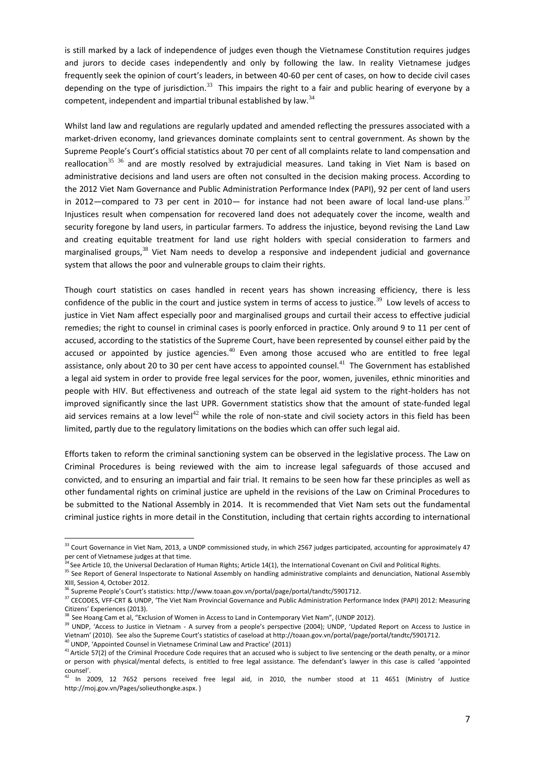is still marked by a lack of independence of judges even though the Vietnamese Constitution requires judges and jurors to decide cases independently and only by following the law. In reality Vietnamese judges frequently seek the opinion of court's leaders, in between 40-60 per cent of cases, on how to decide civil cases depending on the type of jurisdiction.[33] This impairs the right to a fair and public hearing of everyone by a competent, independent and impartial tribunal established by law.[34]

Whilst land law and regulations are regularly updated and amended reflecting the pressures associated with a market-driven economy, land grievances dominate complaints sent to central government. As shown by the Supreme People's Court's official statistics about 70 per cent of all complaints relate to land compensation and reallocation[35] [36] and are mostly resolved by extrajudicial measures. Land taking in Viet Nam is based on administrative decisions and land users are often not consulted in the decision making process. According to the 2012 Viet Nam Governance and Public Administration Performance Index (PAPI), 92 per cent of land users in 2012—compared to 73 per cent in 2010— for instance had not been aware of local land-use plans.[37] Injustices result when compensation for recovered land does not adequately cover the income, wealth and security foregone by land users, in particular farmers. To address the injustice, beyond revising the Land Law and creating equitable treatment for land use right holders with special consideration to farmers and marginalised groups,[38] Viet Nam needs to develop a responsive and independent judicial and governance system that allows the poor and vulnerable groups to claim their rights.

Though court statistics on cases handled in recent years has shown increasing efficiency, there is less confidence of the public in the court and justice system in terms of access to justice.[39] Low levels of access to justice in Viet Nam affect especially poor and marginalised groups and curtail their access to effective judicial remedies; the right to counsel in criminal cases is poorly enforced in practice. Only around 9 to 11 per cent of accused, according to the statistics of the Supreme Court, have been represented by counsel either paid by the accused or appointed by justice agencies.[40] Even among those accused who are entitled to free legal assistance, only about 20 to 30 per cent have access to appointed counsel.[41] The Government has established a legal aid system in order to provide free legal services for the poor, women, juveniles, ethnic minorities and people with HIV. But effectiveness and outreach of the state legal aid system to the right-holders has not improved significantly since the last UPR. Government statistics show that the amount of state-funded legal aid services remains at a low level[42] while the role of non-state and civil society actors in this field has been limited, partly due to the regulatory limitations on the bodies which can offer such legal aid.

Efforts taken to reform the criminal sanctioning system can be observed in the legislative process. The Law on Criminal Procedures is being reviewed with the aim to increase legal safeguards of those accused and convicted, and to ensuring an impartial and fair trial. It remains to be seen how far these principles as well as other fundamental rights on criminal justice are upheld in the revisions of the Law on Criminal Procedures to be submitted to the National Assembly in 2014. It is recommended that Viet Nam sets out the fundamental criminal justice rights in more detail in the Constitution, including that certain rights according to international

---

[33] Court Governance in Viet Nam, 2013, a UNDP commissioned study, in which 2567 judges participated, accounting for approximately 47 per cent of Vietnamese judges at that time.

[34] See Article 10, the Universal Declaration of Human Rights; Article 14(1), the International Covenant on Civil and Political Rights.

[35] See Report of General Inspectorate to National Assembly on handling administrative complaints and denunciation, National Assembly XIII, Session 4, October 2012.

[36] Supreme People's Court's statistics: http://www.toaan.gov.vn/portal/page/portal/tandtc/5901712.

[37] CECODES, VFF-CRT & UNDP, 'The Viet Nam Provincial Governance and Public Administration Performance Index (PAPI) 2012: Measuring Citizens' Experiences (2013).

[38] See Hoang Cam et al, "Exclusion of Women in Access to Land in Contemporary Viet Nam", (UNDP 2012).

[39] UNDP, 'Access to Justice in Vietnam - A survey from a people's perspective (2004); UNDP, 'Updated Report on Access to Justice in Vietnam' (2010). See also the Supreme Court's statistics of caseload at http://toaan.gov.vn/portal/page/portal/tandtc/5901712.

[40] UNDP, 'Appointed Counsel in Vietnamese Criminal Law and Practice' (2011)

[41] Article 57(2) of the Criminal Procedure Code requires that an accused who is subject to live sentencing or the death penalty, or a minor or person with physical/mental defects, is entitled to free legal assistance. The defendant's lawyer in this case is called 'appointed counsel'.

[42] In 2009, 12 7652 persons received free legal aid, in 2010, the number stood at 11 4651 (Ministry of Justice http://moj.gov.vn/Pages/solieuthongke.aspx. )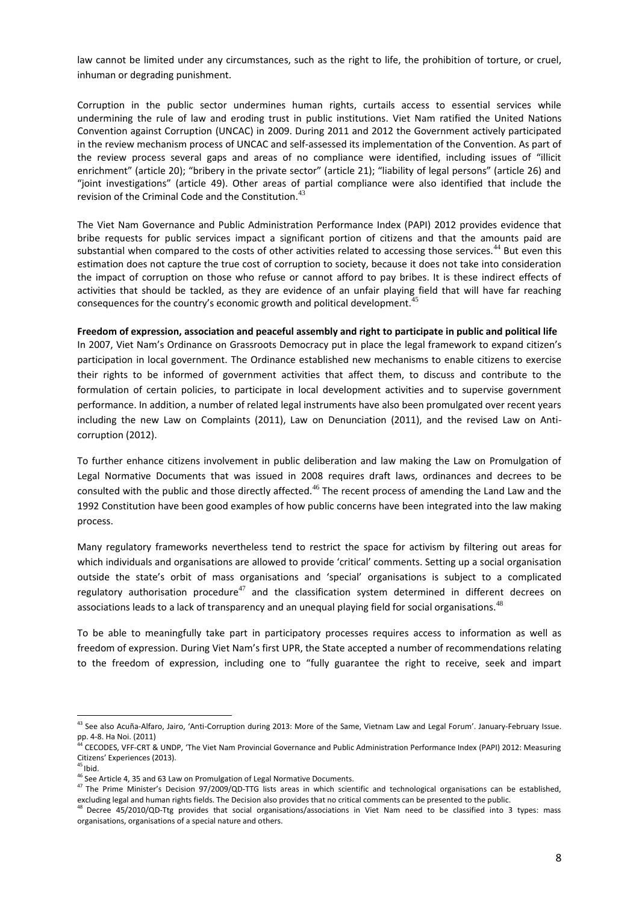law cannot be limited under any circumstances, such as the right to life, the prohibition of torture, or cruel, inhuman or degrading punishment.

Corruption in the public sector undermines human rights, curtails access to essential services while undermining the rule of law and eroding trust in public institutions. Viet Nam ratified the United Nations Convention against Corruption (UNCAC) in 2009. During 2011 and 2012 the Government actively participated in the review mechanism process of UNCAC and self-assessed its implementation of the Convention. As part of the review process several gaps and areas of no compliance were identified, including issues of "illicit enrichment" (article 20); "bribery in the private sector" (article 21); "liability of legal persons" (article 26) and "joint investigations" (article 49). Other areas of partial compliance were also identified that include the revision of the Criminal Code and the Constitution.[43]

The Viet Nam Governance and Public Administration Performance Index (PAPI) 2012 provides evidence that bribe requests for public services impact a significant portion of citizens and that the amounts paid are substantial when compared to the costs of other activities related to accessing those services.[44] But even this estimation does not capture the true cost of corruption to society, because it does not take into consideration the impact of corruption on those who refuse or cannot afford to pay bribes. It is these indirect effects of activities that should be tackled, as they are evidence of an unfair playing field that will have far reaching consequences for the country's economic growth and political development.[45]

**Freedom of expression, association and peaceful assembly and right to participate in public and political life**

In 2007, Viet Nam's Ordinance on Grassroots Democracy put in place the legal framework to expand citizen's participation in local government. The Ordinance established new mechanisms to enable citizens to exercise their rights to be informed of government activities that affect them, to discuss and contribute to the formulation of certain policies, to participate in local development activities and to supervise government performance. In addition, a number of related legal instruments have also been promulgated over recent years including the new Law on Complaints (2011), Law on Denunciation (2011), and the revised Law on Anti-corruption (2012).

To further enhance citizens involvement in public deliberation and law making the Law on Promulgation of Legal Normative Documents that was issued in 2008 requires draft laws, ordinances and decrees to be consulted with the public and those directly affected.[46] The recent process of amending the Land Law and the 1992 Constitution have been good examples of how public concerns have been integrated into the law making process.

Many regulatory frameworks nevertheless tend to restrict the space for activism by filtering out areas for which individuals and organisations are allowed to provide 'critical' comments. Setting up a social organisation outside the state's orbit of mass organisations and 'special' organisations is subject to a complicated regulatory authorisation procedure[47] and the classification system determined in different decrees on associations leads to a lack of transparency and an unequal playing field for social organisations.[48]

To be able to meaningfully take part in participatory processes requires access to information as well as freedom of expression. During Viet Nam's first UPR, the State accepted a number of recommendations relating to the freedom of expression, including one to "fully guarantee the right to receive, seek and impart

---

[43] See also Acuña-Alfaro, Jairo, 'Anti-Corruption during 2013: More of the Same, Vietnam Law and Legal Forum'. January-February Issue. pp. 4-8. Ha Noi. (2011)

[44] CECODES, VFF-CRT & UNDP, 'The Viet Nam Provincial Governance and Public Administration Performance Index (PAPI) 2012: Measuring Citizens' Experiences (2013).

[45] Ibid.

[46] See Article 4, 35 and 63 Law on Promulgation of Legal Normative Documents.

[47] The Prime Minister's Decision 97/2009/QD-TTG lists areas in which scientific and technological organisations can be established, excluding legal and human rights fields. The Decision also provides that no critical comments can be presented to the public.

[48] Decree 45/2010/QD-Ttg provides that social organisations/associations in Viet Nam need to be classified into 3 types: mass organisations, organisations of a special nature and others.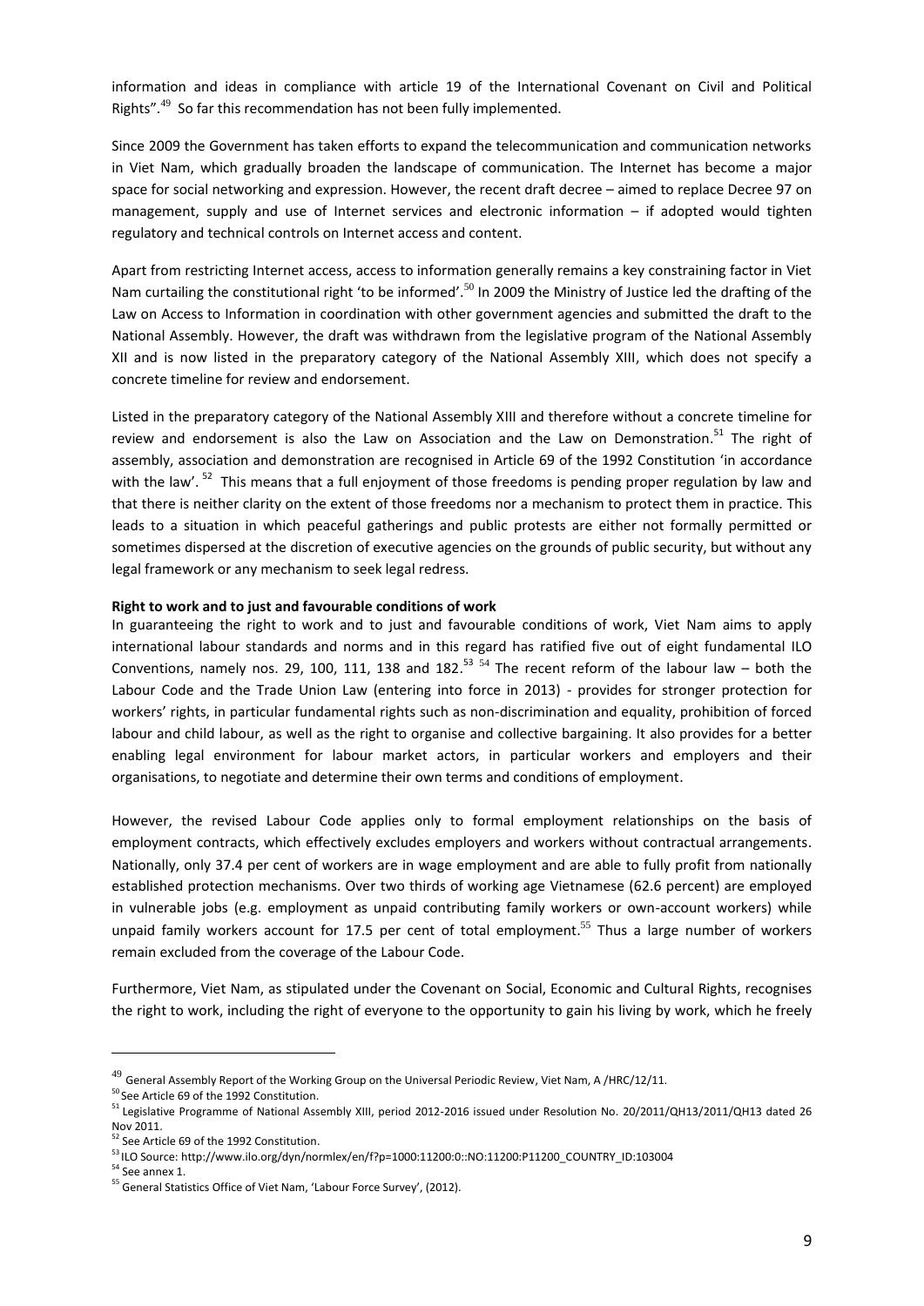information and ideas in compliance with article 19 of the International Covenant on Civil and Political Rights".[49] So far this recommendation has not been fully implemented.

Since 2009 the Government has taken efforts to expand the telecommunication and communication networks in Viet Nam, which gradually broaden the landscape of communication. The Internet has become a major space for social networking and expression. However, the recent draft decree – aimed to replace Decree 97 on management, supply and use of Internet services and electronic information – if adopted would tighten regulatory and technical controls on Internet access and content.

Apart from restricting Internet access, access to information generally remains a key constraining factor in Viet Nam curtailing the constitutional right 'to be informed'.[50] In 2009 the Ministry of Justice led the drafting of the Law on Access to Information in coordination with other government agencies and submitted the draft to the National Assembly. However, the draft was withdrawn from the legislative program of the National Assembly XII and is now listed in the preparatory category of the National Assembly XIII, which does not specify a concrete timeline for review and endorsement.

Listed in the preparatory category of the National Assembly XIII and therefore without a concrete timeline for review and endorsement is also the Law on Association and the Law on Demonstration.[51] The right of assembly, association and demonstration are recognised in Article 69 of the 1992 Constitution 'in accordance with the law'.[52] This means that a full enjoyment of those freedoms is pending proper regulation by law and that there is neither clarity on the extent of those freedoms nor a mechanism to protect them in practice. This leads to a situation in which peaceful gatherings and public protests are either not formally permitted or sometimes dispersed at the discretion of executive agencies on the grounds of public security, but without any legal framework or any mechanism to seek legal redress.

**Right to work and to just and favourable conditions of work**

In guaranteeing the right to work and to just and favourable conditions of work, Viet Nam aims to apply international labour standards and norms and in this regard has ratified five out of eight fundamental ILO Conventions, namely nos. 29, 100, 111, 138 and 182.[53] [54] The recent reform of the labour law – both the Labour Code and the Trade Union Law (entering into force in 2013) - provides for stronger protection for workers' rights, in particular fundamental rights such as non-discrimination and equality, prohibition of forced labour and child labour, as well as the right to organise and collective bargaining. It also provides for a better enabling legal environment for labour market actors, in particular workers and employers and their organisations, to negotiate and determine their own terms and conditions of employment.

However, the revised Labour Code applies only to formal employment relationships on the basis of employment contracts, which effectively excludes employers and workers without contractual arrangements. Nationally, only 37.4 per cent of workers are in wage employment and are able to fully profit from nationally established protection mechanisms. Over two thirds of working age Vietnamese (62.6 percent) are employed in vulnerable jobs (e.g. employment as unpaid contributing family workers or own-account workers) while unpaid family workers account for 17.5 per cent of total employment.[55] Thus a large number of workers remain excluded from the coverage of the Labour Code.

Furthermore, Viet Nam, as stipulated under the Covenant on Social, Economic and Cultural Rights, recognises the right to work, including the right of everyone to the opportunity to gain his living by work, which he freely

---

[49] General Assembly Report of the Working Group on the Universal Periodic Review, Viet Nam, A /HRC/12/11.

[50] See Article 69 of the 1992 Constitution.

[51] Legislative Programme of National Assembly XIII, period 2012-2016 issued under Resolution No. 20/2011/QH13/2011/QH13 dated 26 Nov 2011.

[52] See Article 69 of the 1992 Constitution.

[53] ILO Source: http://www.ilo.org/dyn/normlex/en/f?p=1000:11200:0::NO:11200:P11200_COUNTRY_ID:103004

[54] See annex 1.

[55] General Statistics Office of Viet Nam, 'Labour Force Survey', (2012).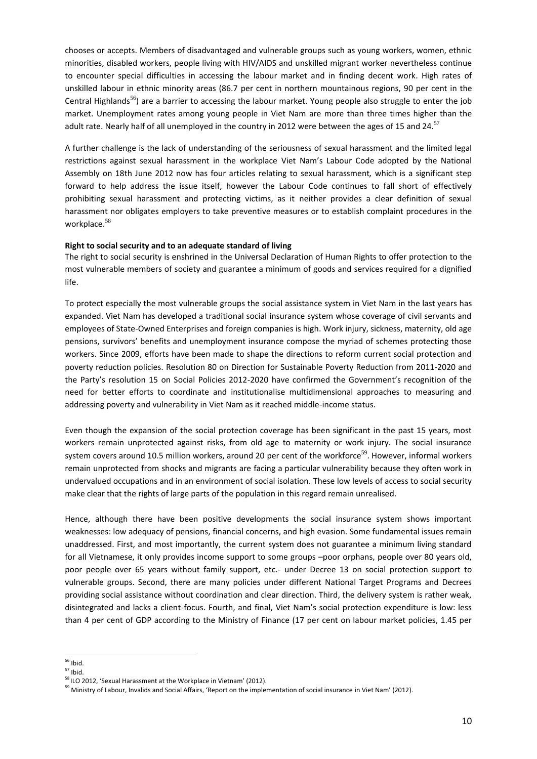chooses or accepts. Members of disadvantaged and vulnerable groups such as young workers, women, ethnic minorities, disabled workers, people living with HIV/AIDS and unskilled migrant worker nevertheless continue to encounter special difficulties in accessing the labour market and in finding decent work. High rates of unskilled labour in ethnic minority areas (86.7 per cent in northern mountainous regions, 90 per cent in the Central Highlands[56]) are a barrier to accessing the labour market. Young people also struggle to enter the job market. Unemployment rates among young people in Viet Nam are more than three times higher than the adult rate. Nearly half of all unemployed in the country in 2012 were between the ages of 15 and 24.[57]

A further challenge is the lack of understanding of the seriousness of sexual harassment and the limited legal restrictions against sexual harassment in the workplace Viet Nam's Labour Code adopted by the National Assembly on 18th June 2012 now has four articles relating to sexual harassment, which is a significant step forward to help address the issue itself, however the Labour Code continues to fall short of effectively prohibiting sexual harassment and protecting victims, as it neither provides a clear definition of sexual harassment nor obligates employers to take preventive measures or to establish complaint procedures in the workplace.[58]

**Right to social security and to an adequate standard of living**

The right to social security is enshrined in the Universal Declaration of Human Rights to offer protection to the most vulnerable members of society and guarantee a minimum of goods and services required for a dignified life.

To protect especially the most vulnerable groups the social assistance system in Viet Nam in the last years has expanded. Viet Nam has developed a traditional social insurance system whose coverage of civil servants and employees of State-Owned Enterprises and foreign companies is high. Work injury, sickness, maternity, old age pensions, survivors' benefits and unemployment insurance compose the myriad of schemes protecting those workers. Since 2009, efforts have been made to shape the directions to reform current social protection and poverty reduction policies. Resolution 80 on Direction for Sustainable Poverty Reduction from 2011-2020 and the Party's resolution 15 on Social Policies 2012-2020 have confirmed the Government's recognition of the need for better efforts to coordinate and institutionalise multidimensional approaches to measuring and addressing poverty and vulnerability in Viet Nam as it reached middle-income status.

Even though the expansion of the social protection coverage has been significant in the past 15 years, most workers remain unprotected against risks, from old age to maternity or work injury. The social insurance system covers around 10.5 million workers, around 20 per cent of the workforce[59]. However, informal workers remain unprotected from shocks and migrants are facing a particular vulnerability because they often work in undervalued occupations and in an environment of social isolation. These low levels of access to social security make clear that the rights of large parts of the population in this regard remain unrealised.

Hence, although there have been positive developments the social insurance system shows important weaknesses: low adequacy of pensions, financial concerns, and high evasion. Some fundamental issues remain unaddressed. First, and most importantly, the current system does not guarantee a minimum living standard for all Vietnamese, it only provides income support to some groups –poor orphans, people over 80 years old, poor people over 65 years without family support, etc.- under Decree 13 on social protection support to vulnerable groups. Second, there are many policies under different National Target Programs and Decrees providing social assistance without coordination and clear direction. Third, the delivery system is rather weak, disintegrated and lacks a client-focus. Fourth, and final, Viet Nam's social protection expenditure is low: less than 4 per cent of GDP according to the Ministry of Finance (17 per cent on labour market policies, 1.45 per

---

[56] Ibid.

[57] Ibid.

[58] ILO 2012, 'Sexual Harassment at the Workplace in Vietnam' (2012).

[59] Ministry of Labour, Invalids and Social Affairs, 'Report on the implementation of social insurance in Viet Nam' (2012).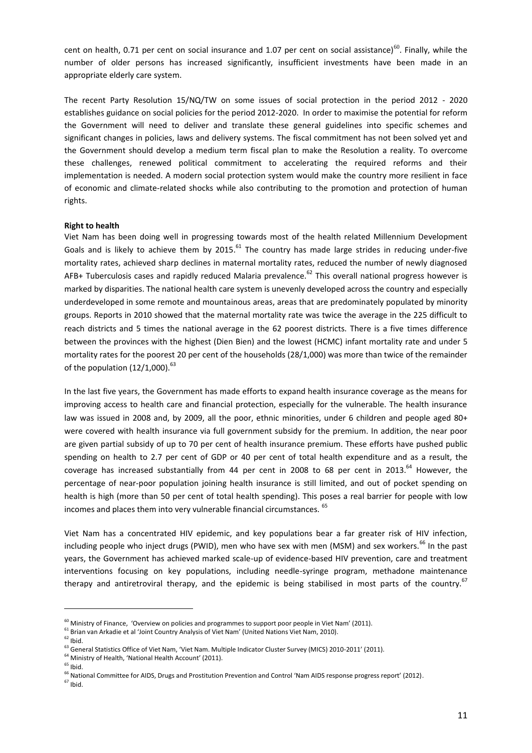cent on health, 0.71 per cent on social insurance and 1.07 per cent on social assistance)[60]. Finally, while the number of older persons has increased significantly, insufficient investments have been made in an appropriate elderly care system.

The recent Party Resolution 15/NQ/TW on some issues of social protection in the period 2012 - 2020 establishes guidance on social policies for the period 2012-2020. In order to maximise the potential for reform the Government will need to deliver and translate these general guidelines into specific schemes and significant changes in policies, laws and delivery systems. The fiscal commitment has not been solved yet and the Government should develop a medium term fiscal plan to make the Resolution a reality. To overcome these challenges, renewed political commitment to accelerating the required reforms and their implementation is needed. A modern social protection system would make the country more resilient in face of economic and climate-related shocks while also contributing to the promotion and protection of human rights.

**Right to health**

Viet Nam has been doing well in progressing towards most of the health related Millennium Development Goals and is likely to achieve them by 2015.[61] The country has made large strides in reducing under-five mortality rates, achieved sharp declines in maternal mortality rates, reduced the number of newly diagnosed AFB+ Tuberculosis cases and rapidly reduced Malaria prevalence.[62] This overall national progress however is marked by disparities. The national health care system is unevenly developed across the country and especially underdeveloped in some remote and mountainous areas, areas that are predominately populated by minority groups. Reports in 2010 showed that the maternal mortality rate was twice the average in the 225 difficult to reach districts and 5 times the national average in the 62 poorest districts. There is a five times difference between the provinces with the highest (Dien Bien) and the lowest (HCMC) infant mortality rate and under 5 mortality rates for the poorest 20 per cent of the households (28/1,000) was more than twice of the remainder of the population (12/1,000).[63]

In the last five years, the Government has made efforts to expand health insurance coverage as the means for improving access to health care and financial protection, especially for the vulnerable. The health insurance law was issued in 2008 and, by 2009, all the poor, ethnic minorities, under 6 children and people aged 80+ were covered with health insurance via full government subsidy for the premium. In addition, the near poor are given partial subsidy of up to 70 per cent of health insurance premium. These efforts have pushed public spending on health to 2.7 per cent of GDP or 40 per cent of total health expenditure and as a result, the coverage has increased substantially from 44 per cent in 2008 to 68 per cent in 2013.[64] However, the percentage of near-poor population joining health insurance is still limited, and out of pocket spending on health is high (more than 50 per cent of total health spending). This poses a real barrier for people with low incomes and places them into very vulnerable financial circumstances.[65]

Viet Nam has a concentrated HIV epidemic, and key populations bear a far greater risk of HIV infection, including people who inject drugs (PWID), men who have sex with men (MSM) and sex workers.[66] In the past years, the Government has achieved marked scale-up of evidence-based HIV prevention, care and treatment interventions focusing on key populations, including needle-syringe program, methadone maintenance therapy and antiretroviral therapy, and the epidemic is being stabilised in most parts of the country.[67]

---

[60] Ministry of Finance, 'Overview on policies and programmes to support poor people in Viet Nam' (2011).
[61] Brian van Arkadie et al 'Joint Country Analysis of Viet Nam' (United Nations Viet Nam, 2010).
[62] Ibid.
[63] General Statistics Office of Viet Nam, 'Viet Nam. Multiple Indicator Cluster Survey (MICS) 2010-2011' (2011).
[64] Ministry of Health, 'National Health Account' (2011).
[65] Ibid.
[66] National Committee for AIDS, Drugs and Prostitution Prevention and Control 'Nam AIDS response progress report' (2012).
[67] Ibid.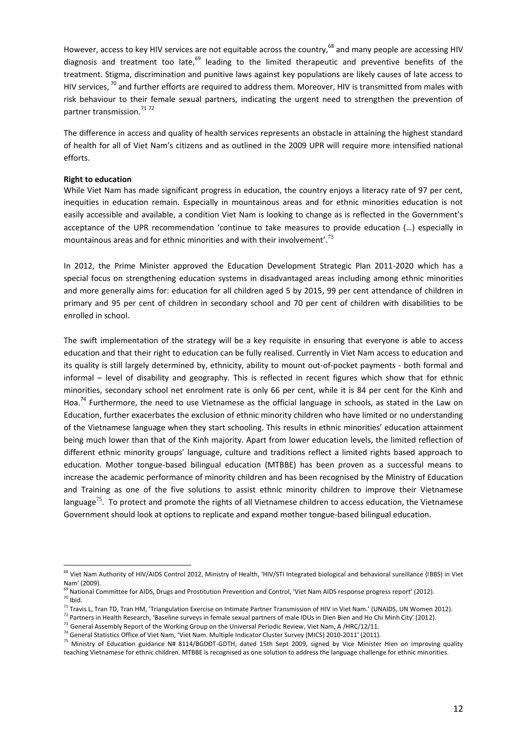However, access to key HIV services are not equitable across the country,[68] and many people are accessing HIV diagnosis and treatment too late,[69] leading to the limited therapeutic and preventive benefits of the treatment. Stigma, discrimination and punitive laws against key populations are likely causes of late access to HIV services, [70] and further efforts are required to address them. Moreover, HIV is transmitted from males with risk behaviour to their female sexual partners, indicating the urgent need to strengthen the prevention of partner transmission.[71] [72]

The difference in access and quality of health services represents an obstacle in attaining the highest standard of health for all of Viet Nam's citizens and as outlined in the 2009 UPR will require more intensified national efforts.

**Right to education**

While Viet Nam has made significant progress in education, the country enjoys a literacy rate of 97 per cent, inequities in education remain. Especially in mountainous areas and for ethnic minorities education is not easily accessible and available, a condition Viet Nam is looking to change as is reflected in the Government's acceptance of the UPR recommendation 'continue to take measures to provide education (…) especially in mountainous areas and for ethnic minorities and with their involvement'.[73]

In 2012, the Prime Minister approved the Education Development Strategic Plan 2011-2020 which has a special focus on strengthening education systems in disadvantaged areas including among ethnic minorities and more generally aims for: education for all children aged 5 by 2015, 99 per cent attendance of children in primary and 95 per cent of children in secondary school and 70 per cent of children with disabilities to be enrolled in school.

The swift implementation of the strategy will be a key requisite in ensuring that everyone is able to access education and that their right to education can be fully realised. Currently in Viet Nam access to education and its quality is still largely determined by, ethnicity, ability to mount out-of-pocket payments - both formal and informal – level of disability and geography. This is reflected in recent figures which show that for ethnic minorities, secondary school net enrolment rate is only 66 per cent, while it is 84 per cent for the Kinh and Hoa.[74] Furthermore, the need to use Vietnamese as the official language in schools, as stated in the Law on Education, further exacerbates the exclusion of ethnic minority children who have limited or no understanding of the Vietnamese language when they start schooling. This results in ethnic minorities' education attainment being much lower than that of the Kinh majority. Apart from lower education levels, the limited reflection of different ethnic minority groups' language, culture and traditions reflect a limited rights based approach to education. Mother tongue-based bilingual education (MTBBE) has been proven as a successful means to increase the academic performance of minority children and has been recognised by the Ministry of Education and Training as one of the five solutions to assist ethnic minority children to improve their Vietnamese language[75]. To protect and promote the rights of all Vietnamese children to access education, the Vietnamese Government should look at options to replicate and expand mother tongue-based bilingual education.

---

[68] Viet Nam Authority of HIV/AIDS Control 2012, Ministry of Health, 'HIV/STI Integrated biological and behavioral sureillance (IBBS) in Viet Nam' (2009).

[69] National Committee for AIDS, Drugs and Prostitution Prevention and Control, 'Viet Nam AIDS response progress report' (2012).

[70] Ibid.

[71] Travis L, Tran TD, Tran HM, 'Triangulation Exercise on Intimate Partner Transmission of HIV in Viet Nam.' (UNAIDS, UN Women 2012).

[72] Partners in Health Research, 'Baseline surveys in female sexual partners of male IDUs in Dien Bien and Ho Chi Minh City' (2012).

[73] General Assembly Report of the Working Group on the Universal Periodic Review, Viet Nam, A /HRC/12/11.

[74] General Statistics Office of Viet Nam, 'Viet Nam. Multiple Indicator Cluster Survey (MICS) 2010-2011' (2011).

[75] Ministry of Education guidance N# 8114/BGDĐT-GDTH, dated 15th Sept 2009, signed by Vice Minister Hien on improving quality teaching Vietnamese for ethnic children. MTBBE is recognised as one solution to address the language challenge for ethnic minorities.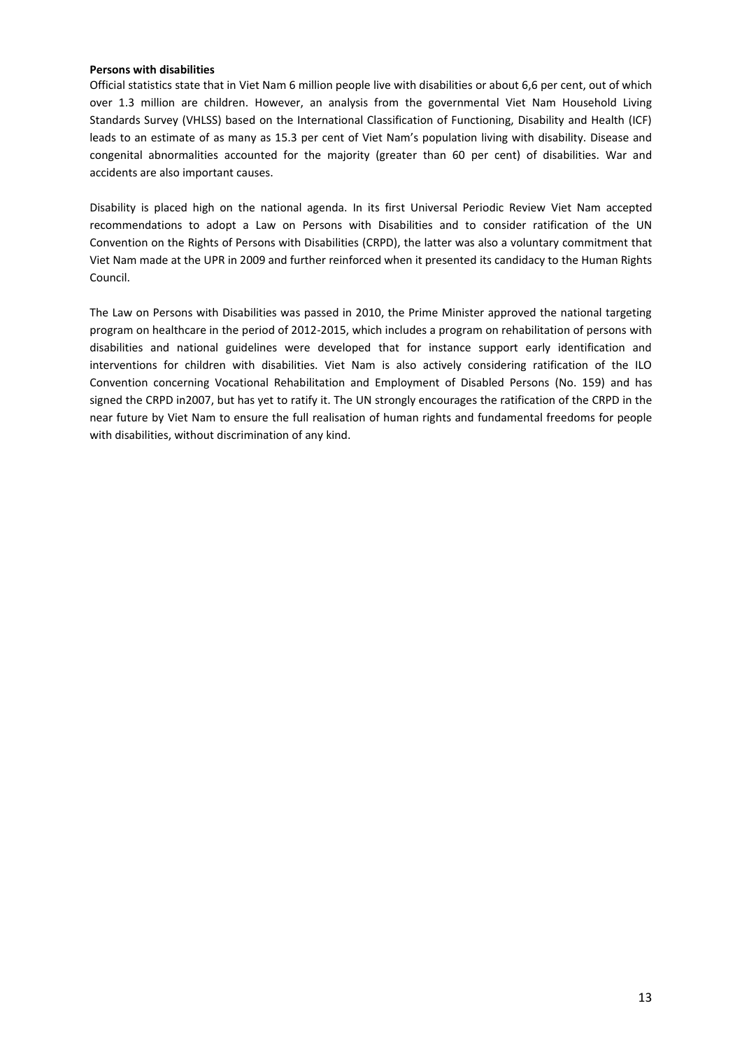**Persons with disabilities**

Official statistics state that in Viet Nam 6 million people live with disabilities or about 6,6 per cent, out of which over 1.3 million are children. However, an analysis from the governmental Viet Nam Household Living Standards Survey (VHLSS) based on the International Classification of Functioning, Disability and Health (ICF) leads to an estimate of as many as 15.3 per cent of Viet Nam's population living with disability. Disease and congenital abnormalities accounted for the majority (greater than 60 per cent) of disabilities. War and accidents are also important causes.

Disability is placed high on the national agenda. In its first Universal Periodic Review Viet Nam accepted recommendations to adopt a Law on Persons with Disabilities and to consider ratification of the UN Convention on the Rights of Persons with Disabilities (CRPD), the latter was also a voluntary commitment that Viet Nam made at the UPR in 2009 and further reinforced when it presented its candidacy to the Human Rights Council.

The Law on Persons with Disabilities was passed in 2010, the Prime Minister approved the national targeting program on healthcare in the period of 2012-2015, which includes a program on rehabilitation of persons with disabilities and national guidelines were developed that for instance support early identification and interventions for children with disabilities. Viet Nam is also actively considering ratification of the ILO Convention concerning Vocational Rehabilitation and Employment of Disabled Persons (No. 159) and has signed the CRPD in2007, but has yet to ratify it. The UN strongly encourages the ratification of the CRPD in the near future by Viet Nam to ensure the full realisation of human rights and fundamental freedoms for people with disabilities, without discrimination of any kind.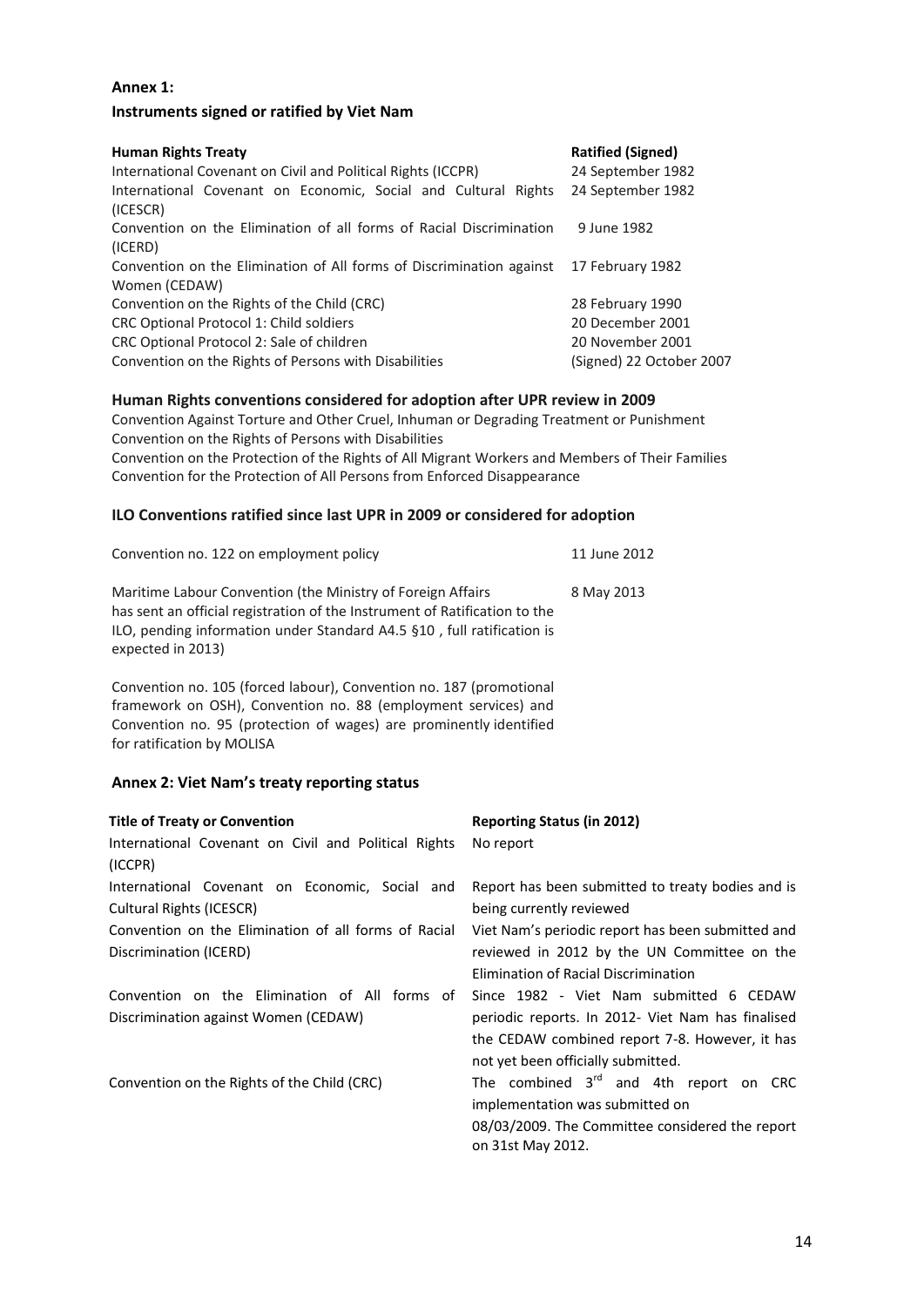**Annex 1:**

**Instruments signed or ratified by Viet Nam**

| Human Rights Treaty | Ratified (Signed) |
| --- | --- |
| International Covenant on Civil and Political Rights (ICCPR) | 24 September 1982 |
| International Covenant on Economic, Social and Cultural Rights (ICESCR) | 24 September 1982 |
| Convention on the Elimination of all forms of Racial Discrimination (ICERD) | 9 June 1982 |
| Convention on the Elimination of All forms of Discrimination against Women (CEDAW) | 17 February 1982 |
| Convention on the Rights of the Child (CRC) | 28 February 1990 |
| CRC Optional Protocol 1: Child soldiers | 20 December 2001 |
| CRC Optional Protocol 2: Sale of children | 20 November 2001 |
| Convention on the Rights of Persons with Disabilities | (Signed) 22 October 2007 |

**Human Rights conventions considered for adoption after UPR review in 2009**

Convention Against Torture and Other Cruel, Inhuman or Degrading Treatment or Punishment
Convention on the Rights of Persons with Disabilities
Convention on the Protection of the Rights of All Migrant Workers and Members of Their Families
Convention for the Protection of All Persons from Enforced Disappearance

**ILO Conventions ratified since last UPR in 2009 or considered for adoption**

| | |
| --- | --- |
| Convention no. 122 on employment policy | 11 June 2012 |
| Maritime Labour Convention (the Ministry of Foreign Affairs has sent an official registration of the Instrument of Ratification to the ILO, pending information under Standard A4.5 §10 , full ratification is expected in 2013) | 8 May 2013 |
| Convention no. 105 (forced labour), Convention no. 187 (promotional framework on OSH), Convention no. 88 (employment services) and Convention no. 95 (protection of wages) are prominently identified for ratification by MOLISA | |

**Annex 2: Viet Nam's treaty reporting status**

| Title of Treaty or Convention | Reporting Status (in 2012) |
| --- | --- |
| International Covenant on Civil and Political Rights (ICCPR) | No report |
| International Covenant on Economic, Social and Cultural Rights (ICESCR) | Report has been submitted to treaty bodies and is being currently reviewed |
| Convention on the Elimination of all forms of Racial Discrimination (ICERD) | Viet Nam's periodic report has been submitted and reviewed in 2012 by the UN Committee on the Elimination of Racial Discrimination |
| Convention on the Elimination of All forms of Discrimination against Women (CEDAW) | Since 1982 - Viet Nam submitted 6 CEDAW periodic reports. In 2012- Viet Nam has finalised the CEDAW combined report 7-8. However, it has not yet been officially submitted. |
| Convention on the Rights of the Child (CRC) | The combined 3rd and 4th report on CRC implementation was submitted on 08/03/2009. The Committee considered the report on 31st May 2012. |